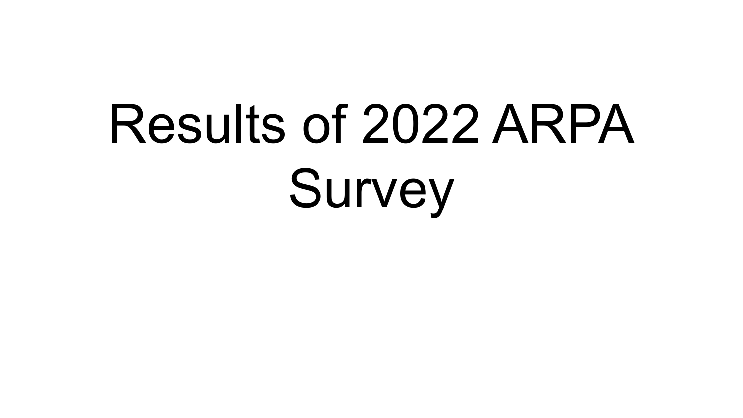# Results of 2022 ARPA Survey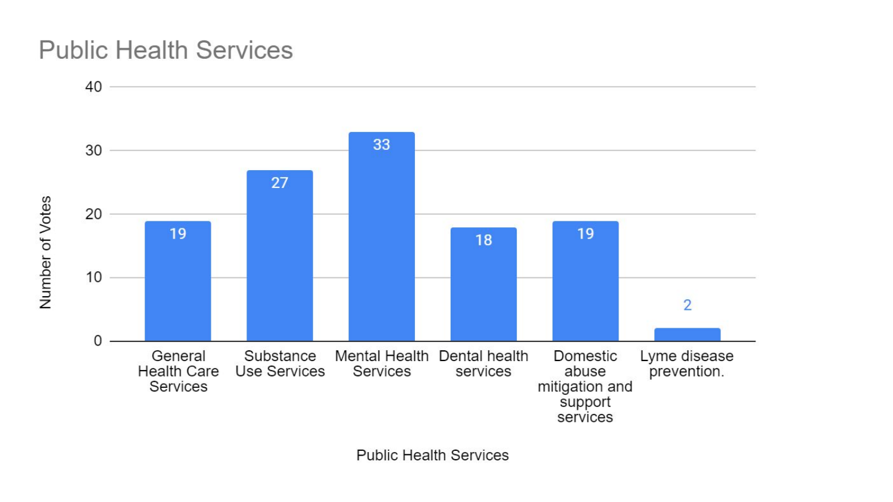# Public Health Services

| Public Health Services | Number of Votes |
| --- | --- |
| General Health Care Services | 19 |
| Substance Use Services | 27 |
| Mental Health Services | 33 |
| Dental health services | 18 |
| Domestic abuse mitigation and support services | 19 |
| Lyme disease prevention. | 2 |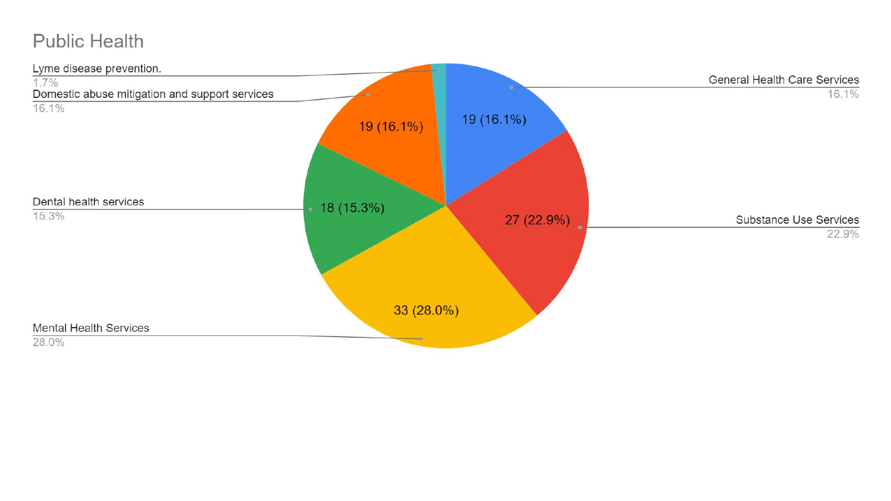## Public Health

| Category | Count | Percentage |
|---|---|---|
| Mental Health Services | 33 | 28.0% |
| Substance Use Services | 27 | 22.9% |
| General Health Care Services | 19 | 16.1% |
| Domestic abuse mitigation and support services | 19 | 16.1% |
| Dental health services | 18 | 15.3% |
| Lyme disease prevention. | | 1.7% |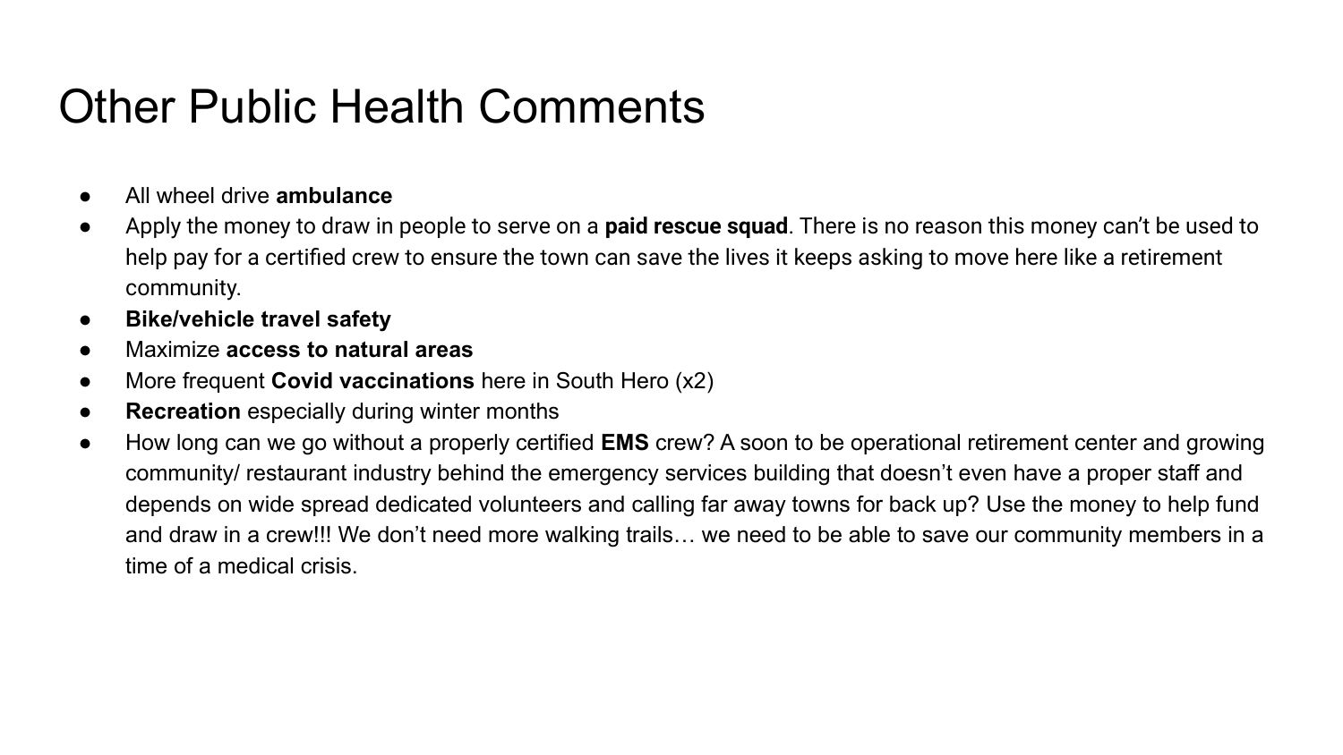# Other Public Health Comments

- All wheel drive **ambulance**
- Apply the money to draw in people to serve on a **paid rescue squad**. There is no reason this money can't be used to help pay for a certified crew to ensure the town can save the lives it keeps asking to move here like a retirement community.
- **Bike/vehicle travel safety**
- Maximize **access to natural areas**
- More frequent **Covid vaccinations** here in South Hero (x2)
- **Recreation** especially during winter months
- How long can we go without a properly certified **EMS** crew? A soon to be operational retirement center and growing community/ restaurant industry behind the emergency services building that doesn't even have a proper staff and depends on wide spread dedicated volunteers and calling far away towns for back up? Use the money to help fund and draw in a crew!!! We don't need more walking trails… we need to be able to save our community members in a time of a medical crisis.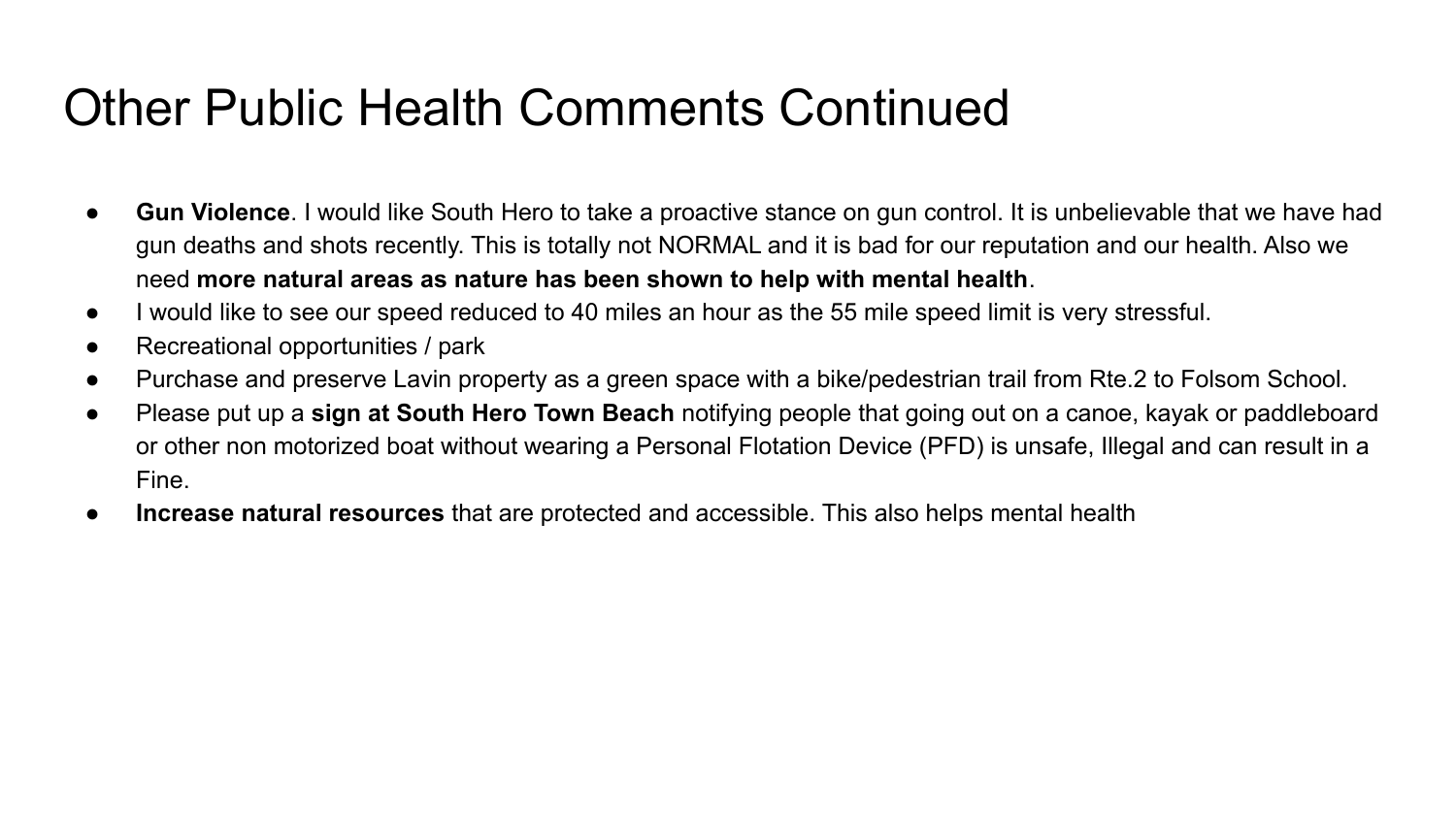# Other Public Health Comments Continued

- **Gun Violence**. I would like South Hero to take a proactive stance on gun control. It is unbelievable that we have had gun deaths and shots recently. This is totally not NORMAL and it is bad for our reputation and our health. Also we need **more natural areas as nature has been shown to help with mental health**.
- I would like to see our speed reduced to 40 miles an hour as the 55 mile speed limit is very stressful.
- Recreational opportunities / park
- Purchase and preserve Lavin property as a green space with a bike/pedestrian trail from Rte.2 to Folsom School.
- Please put up a **sign at South Hero Town Beach** notifying people that going out on a canoe, kayak or paddleboard or other non motorized boat without wearing a Personal Flotation Device (PFD) is unsafe, Illegal and can result in a Fine.
- **Increase natural resources** that are protected and accessible. This also helps mental health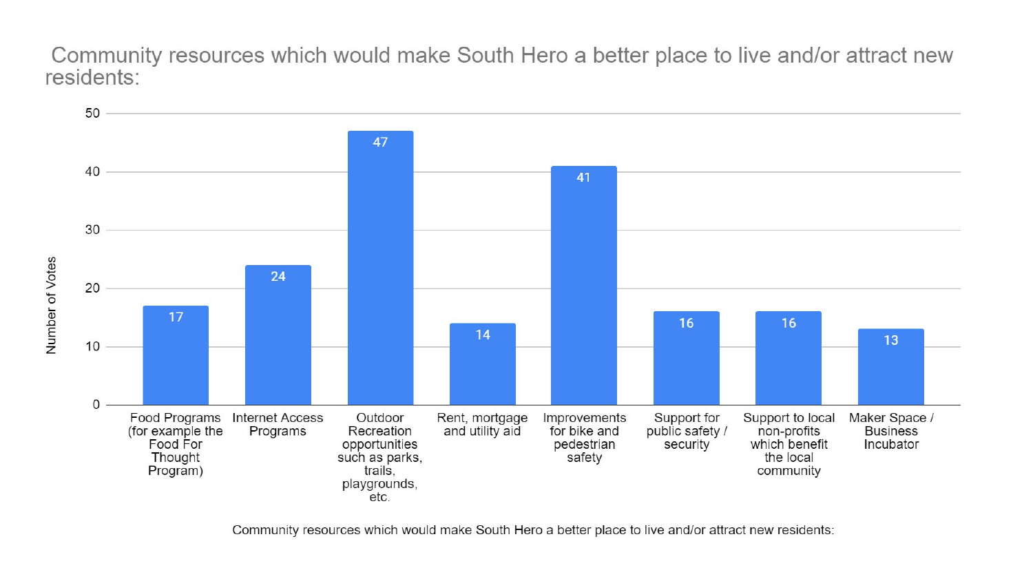## Community resources which would make South Hero a better place to live and/or attract new residents:

| Community resources which would make South Hero a better place to live and/or attract new residents: | Number of Votes |
| --- | --- |
| Food Programs (for example the Food For Thought Program) | 17 |
| Internet Access Programs | 24 |
| Outdoor Recreation opportunities such as parks, trails, playgrounds, etc. | 47 |
| Rent, mortgage and utility aid | 14 |
| Improvements for bike and pedestrian safety | 41 |
| Support for public safety / security | 16 |
| Support to local non-profits which benefit the local community | 16 |
| Maker Space / Business Incubator | 13 |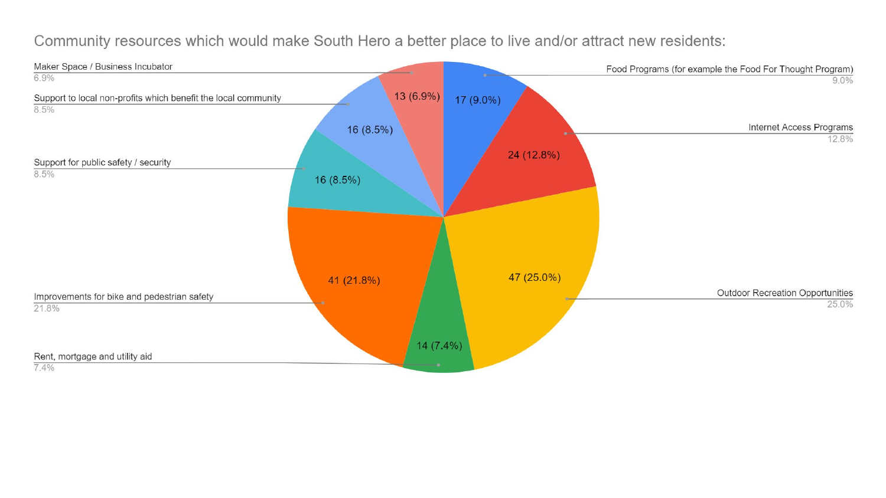Community resources which would make South Hero a better place to live and/or attract new residents:

| Resource | Count | Percentage |
|---|---|---|
| Food Programs (for example the Food For Thought Program) | 17 | 9.0% |
| Internet Access Programs | 24 | 12.8% |
| Outdoor Recreation Opportunities | 47 | 25.0% |
| Rent, mortgage and utility aid | 14 | 7.4% |
| Improvements for bike and pedestrian safety | 41 | 21.8% |
| Support for public safety / security | 16 | 8.5% |
| Support to local non-profits which benefit the local community | 16 | 8.5% |
| Maker Space / Business Incubator | 13 | 6.9% |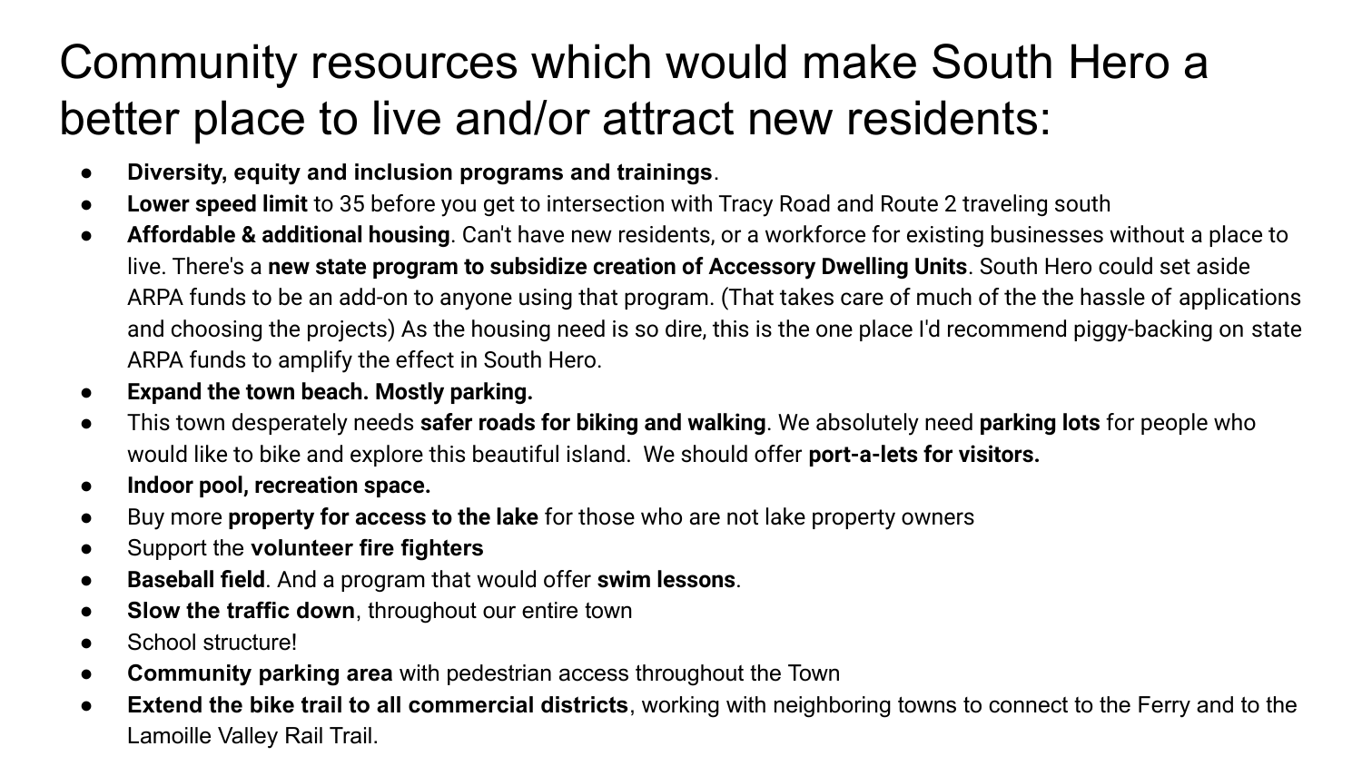# Community resources which would make South Hero a better place to live and/or attract new residents:

- **Diversity, equity and inclusion programs and trainings**.
- **Lower speed limit** to 35 before you get to intersection with Tracy Road and Route 2 traveling south
- **Affordable & additional housing**. Can't have new residents, or a workforce for existing businesses without a place to live. There's a **new state program to subsidize creation of Accessory Dwelling Units**. South Hero could set aside ARPA funds to be an add-on to anyone using that program. (That takes care of much of the the hassle of applications and choosing the projects) As the housing need is so dire, this is the one place I'd recommend piggy-backing on state ARPA funds to amplify the effect in South Hero.
- **Expand the town beach. Mostly parking.**
- This town desperately needs **safer roads for biking and walking**. We absolutely need **parking lots** for people who would like to bike and explore this beautiful island. We should offer **port-a-lets for visitors.**
- **Indoor pool, recreation space.**
- Buy more **property for access to the lake** for those who are not lake property owners
- Support the **volunteer fire fighters**
- **Baseball field**. And a program that would offer **swim lessons**.
- **Slow the traffic down**, throughout our entire town
- School structure!
- **Community parking area** with pedestrian access throughout the Town
- **Extend the bike trail to all commercial districts**, working with neighboring towns to connect to the Ferry and to the Lamoille Valley Rail Trail.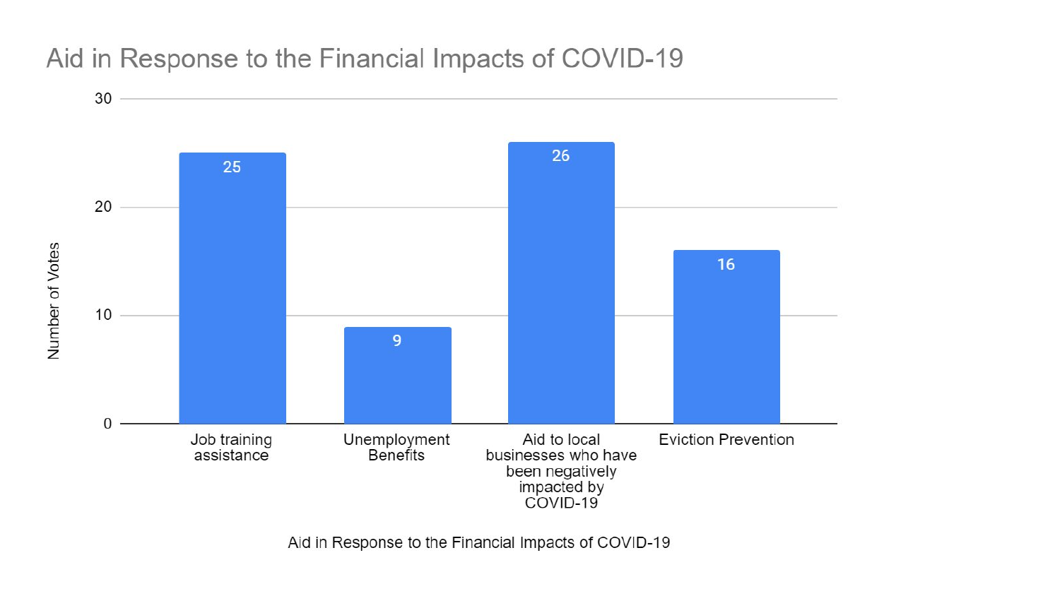## Aid in Response to the Financial Impacts of COVID-19

| Aid in Response to the Financial Impacts of COVID-19 | Number of Votes |
|---|---|
| Job training assistance | 25 |
| Unemployment Benefits | 9 |
| Aid to local businesses who have been negatively impacted by COVID-19 | 26 |
| Eviction Prevention | 16 |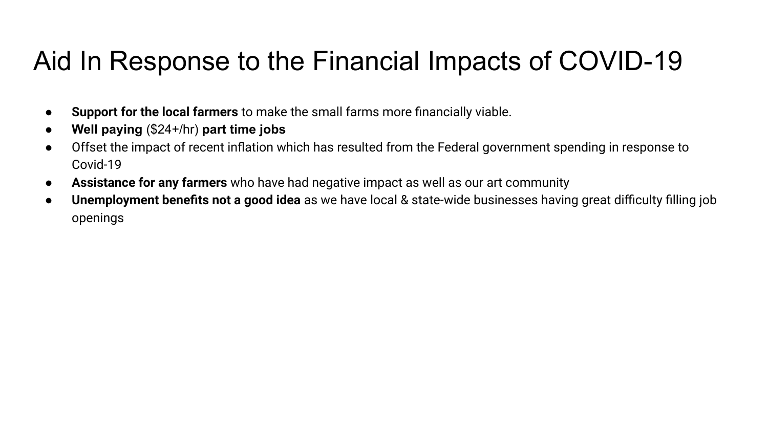# Aid In Response to the Financial Impacts of COVID-19

- **Support for the local farmers** to make the small farms more financially viable.
- **Well paying** ($24+/hr) **part time jobs**
- Offset the impact of recent inflation which has resulted from the Federal government spending in response to Covid-19
- **Assistance for any farmers** who have had negative impact as well as our art community
- **Unemployment benefits not a good idea** as we have local & state-wide businesses having great difficulty filling job openings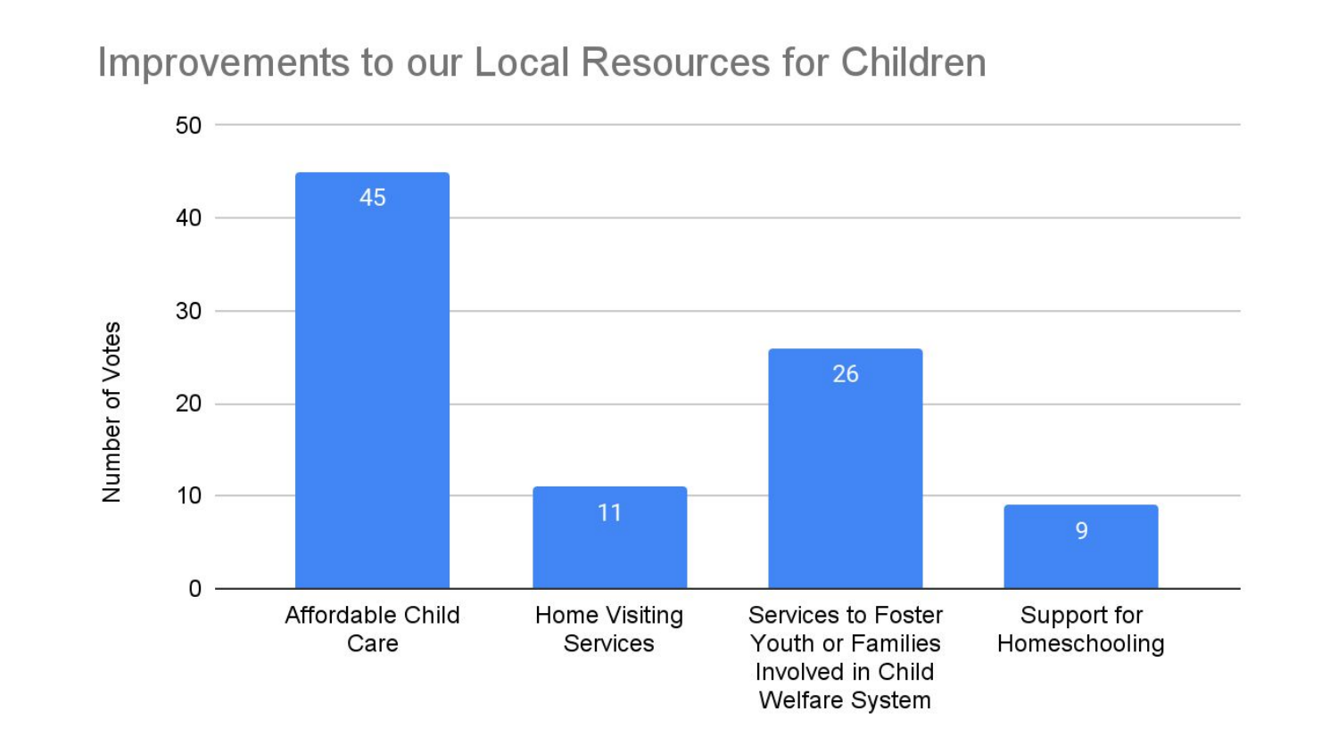# Improvements to our Local Resources for Children

| Category | Number of Votes |
| --- | --- |
| Affordable Child Care | 45 |
| Home Visiting Services | 11 |
| Services to Foster Youth or Families Involved in Child Welfare System | 26 |
| Support for Homeschooling | 9 |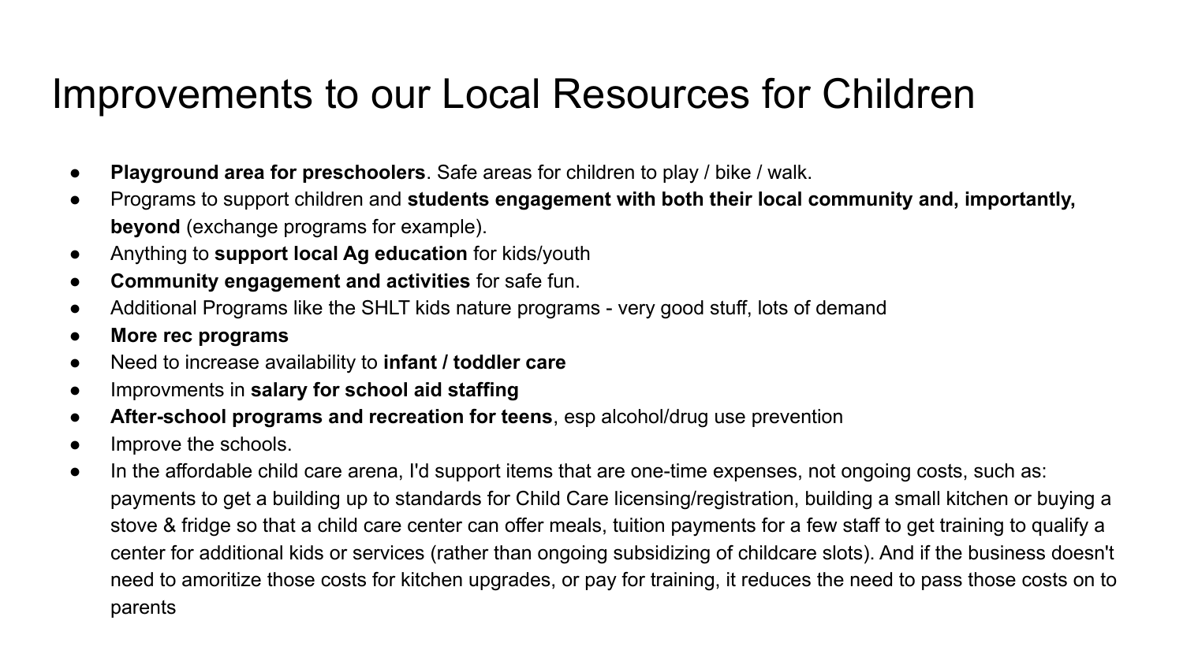# Improvements to our Local Resources for Children

- **Playground area for preschoolers**. Safe areas for children to play / bike / walk.
- Programs to support children and **students engagement with both their local community and, importantly, beyond** (exchange programs for example).
- Anything to **support local Ag education** for kids/youth
- **Community engagement and activities** for safe fun.
- Additional Programs like the SHLT kids nature programs - very good stuff, lots of demand
- **More rec programs**
- Need to increase availability to **infant / toddler care**
- Improvments in **salary for school aid staffing**
- **After-school programs and recreation for teens**, esp alcohol/drug use prevention
- Improve the schools.
- In the affordable child care arena, I'd support items that are one-time expenses, not ongoing costs, such as: payments to get a building up to standards for Child Care licensing/registration, building a small kitchen or buying a stove & fridge so that a child care center can offer meals, tuition payments for a few staff to get training to qualify a center for additional kids or services (rather than ongoing subsidizing of childcare slots). And if the business doesn't need to amoritize those costs for kitchen upgrades, or pay for training, it reduces the need to pass those costs on to parents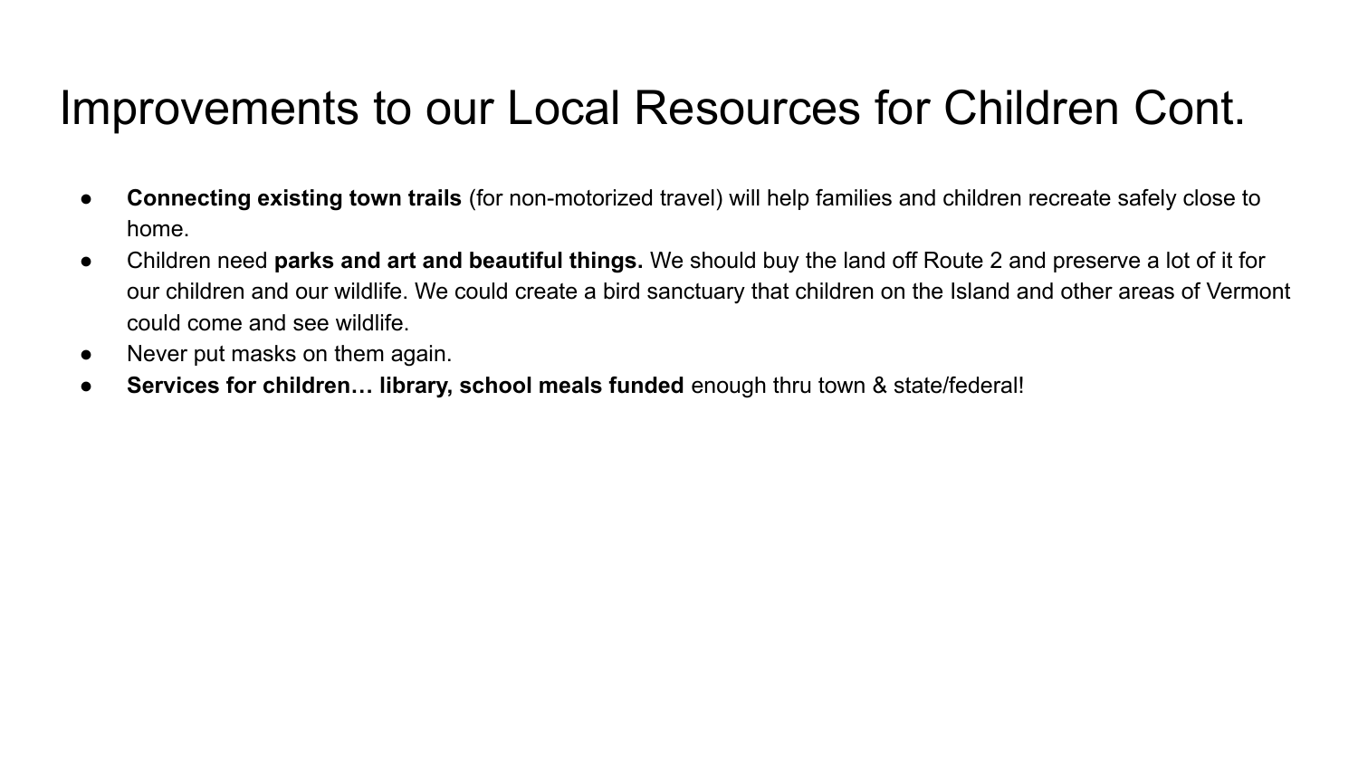# Improvements to our Local Resources for Children Cont.

- **Connecting existing town trails** (for non-motorized travel) will help families and children recreate safely close to home.
- Children need **parks and art and beautiful things.** We should buy the land off Route 2 and preserve a lot of it for our children and our wildlife. We could create a bird sanctuary that children on the Island and other areas of Vermont could come and see wildlife.
- Never put masks on them again.
- **Services for children… library, school meals funded** enough thru town & state/federal!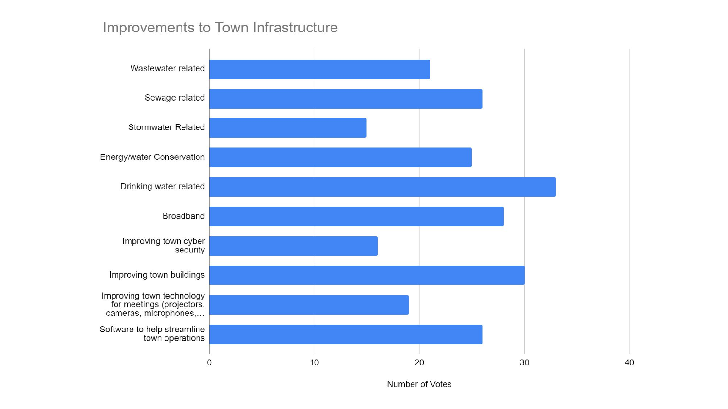## Improvements to Town Infrastructure

| Category | Number of Votes |
| --- | --- |
| Wastewater related | 21 |
| Sewage related | 26 |
| Stormwater Related | 15 |
| Energy/water Conservation | 25 |
| Drinking water related | 33 |
| Broadband | 28 |
| Improving town cyber security | 16 |
| Improving town buildings | 30 |
| Improving town technology for meetings (projectors, cameras, microphones,… | 19 |
| Software to help streamline town operations | 26 |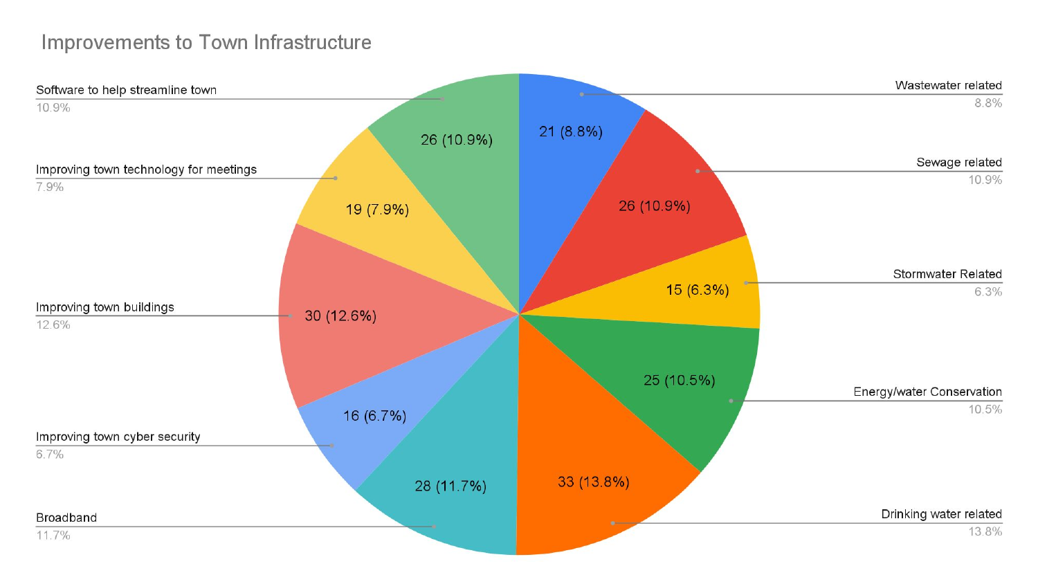## Improvements to Town Infrastructure

| Category | Count | Percentage |
| --- | --- | --- |
| Wastewater related | 21 | 8.8% |
| Sewage related | 26 | 10.9% |
| Stormwater Related | 15 | 6.3% |
| Energy/water Conservation | 25 | 10.5% |
| Drinking water related | 33 | 13.8% |
| Broadband | 28 | 11.7% |
| Improving town cyber security | 16 | 6.7% |
| Improving town buildings | 30 | 12.6% |
| Improving town technology for meetings | 19 | 7.9% |
| Software to help streamline town | 26 | 10.9% |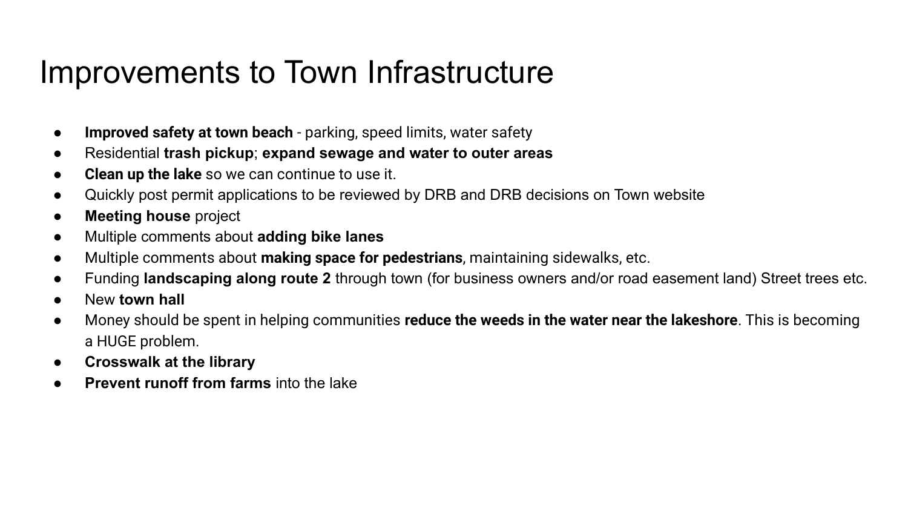# Improvements to Town Infrastructure

- **Improved safety at town beach** - parking, speed limits, water safety
- Residential **trash pickup**; **expand sewage and water to outer areas**
- **Clean up the lake** so we can continue to use it.
- Quickly post permit applications to be reviewed by DRB and DRB decisions on Town website
- **Meeting house** project
- Multiple comments about **adding bike lanes**
- Multiple comments about **making space for pedestrians**, maintaining sidewalks, etc.
- Funding **landscaping along route 2** through town (for business owners and/or road easement land) Street trees etc.
- New **town hall**
- Money should be spent in helping communities **reduce the weeds in the water near the lakeshore**. This is becoming a HUGE problem.
- **Crosswalk at the library**
- **Prevent runoff from farms** into the lake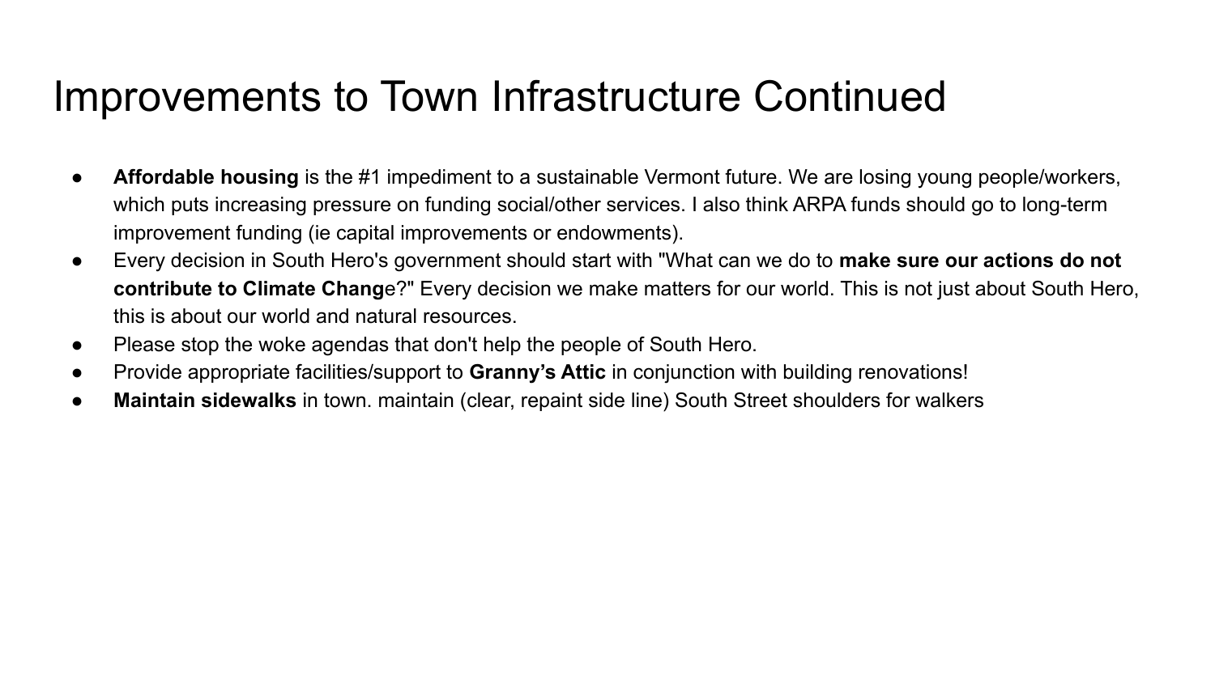# Improvements to Town Infrastructure Continued

- **Affordable housing** is the #1 impediment to a sustainable Vermont future. We are losing young people/workers, which puts increasing pressure on funding social/other services. I also think ARPA funds should go to long-term improvement funding (ie capital improvements or endowments).
- Every decision in South Hero's government should start with "What can we do to **make sure our actions do not contribute to Climate Chang**e?" Every decision we make matters for our world. This is not just about South Hero, this is about our world and natural resources.
- Please stop the woke agendas that don't help the people of South Hero.
- Provide appropriate facilities/support to **Granny's Attic** in conjunction with building renovations!
- **Maintain sidewalks** in town. maintain (clear, repaint side line) South Street shoulders for walkers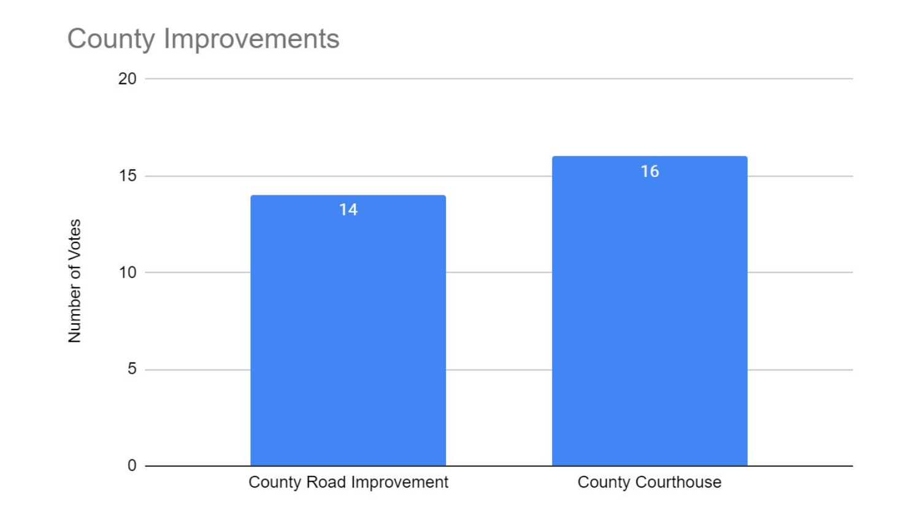## County Improvements

| | Number of Votes |
|---|---|
| County Road Improvement | 14 |
| County Courthouse | 16 |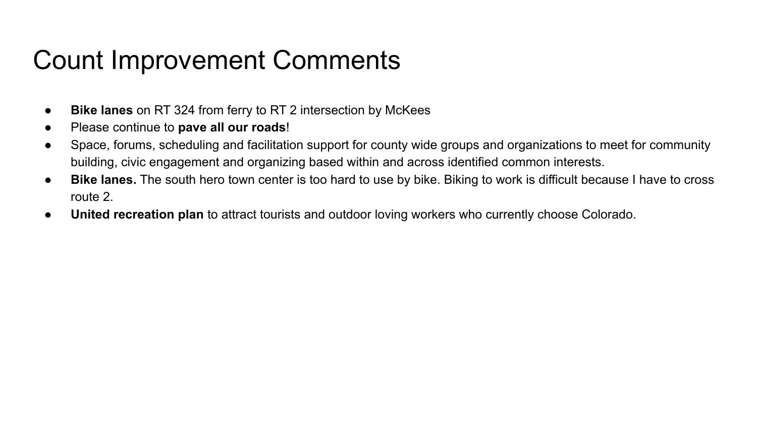# Count Improvement Comments

- **Bike lanes** on RT 324 from ferry to RT 2 intersection by McKees
- Please continue to **pave all our roads**!
- Space, forums, scheduling and facilitation support for county wide groups and organizations to meet for community building, civic engagement and organizing based within and across identified common interests.
- **Bike lanes.** The south hero town center is too hard to use by bike. Biking to work is difficult because I have to cross route 2.
- **United recreation plan** to attract tourists and outdoor loving workers who currently choose Colorado.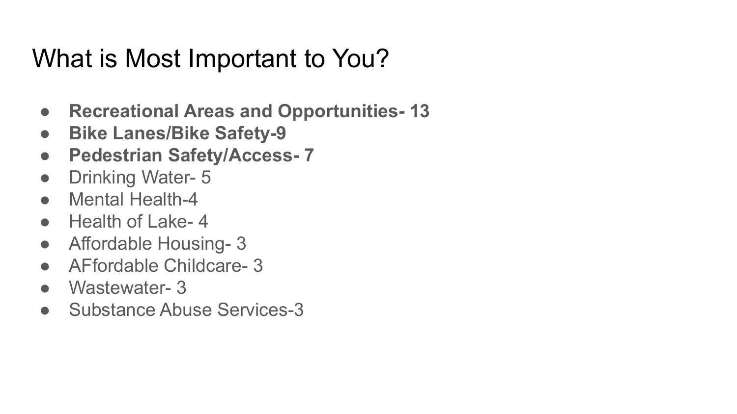# What is Most Important to You?

- **Recreational Areas and Opportunities- 13**
- **Bike Lanes/Bike Safety-9**
- **Pedestrian Safety/Access- 7**
- Drinking Water- 5
- Mental Health-4
- Health of Lake- 4
- Affordable Housing- 3
- AFfordable Childcare- 3
- Wastewater- 3
- Substance Abuse Services-3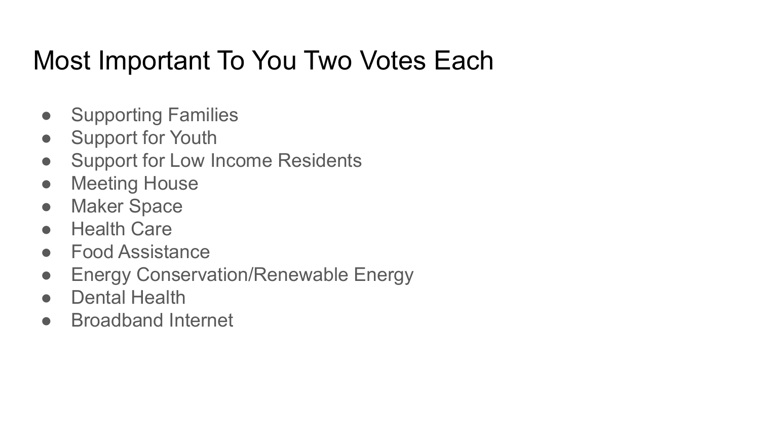# Most Important To You Two Votes Each

- Supporting Families
- Support for Youth
- Support for Low Income Residents
- Meeting House
- Maker Space
- Health Care
- Food Assistance
- Energy Conservation/Renewable Energy
- Dental Health
- Broadband Internet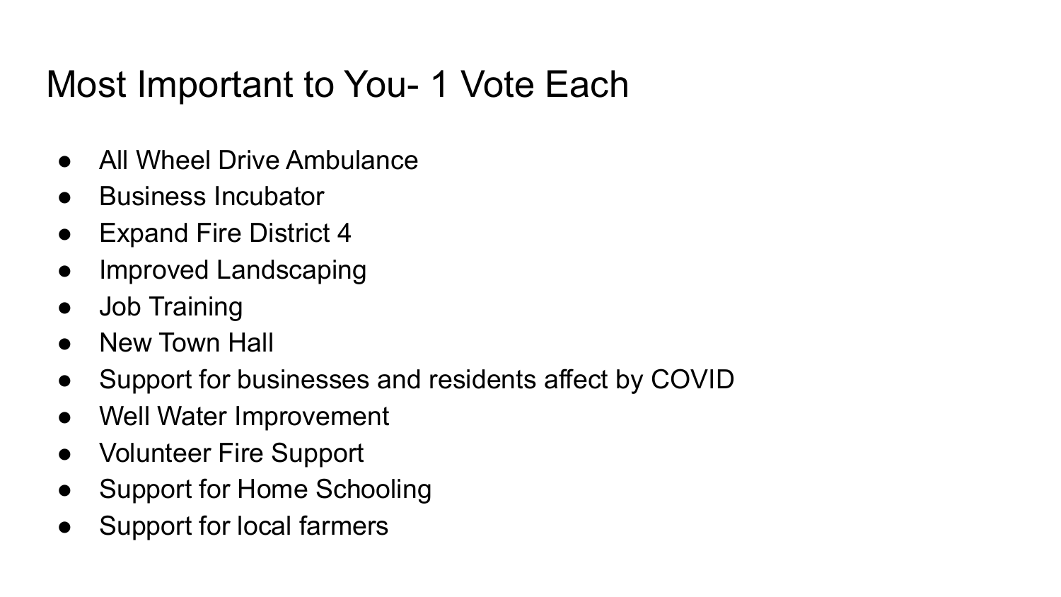# Most Important to You- 1 Vote Each

- All Wheel Drive Ambulance
- Business Incubator
- Expand Fire District 4
- Improved Landscaping
- Job Training
- New Town Hall
- Support for businesses and residents affect by COVID
- Well Water Improvement
- Volunteer Fire Support
- Support for Home Schooling
- Support for local farmers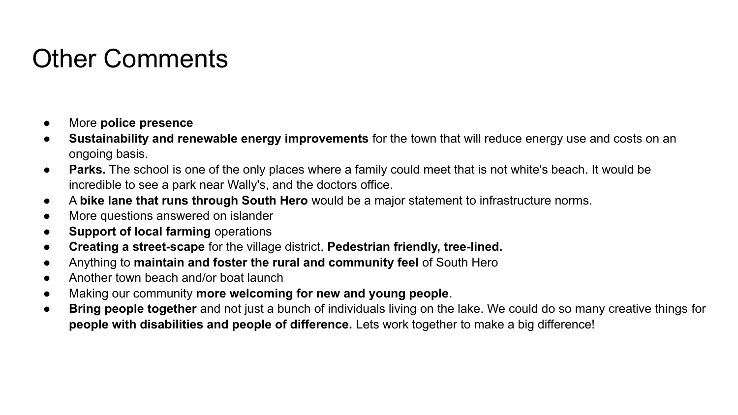# Other Comments

- More **police presence**
- **Sustainability and renewable energy improvements** for the town that will reduce energy use and costs on an ongoing basis.
- **Parks.** The school is one of the only places where a family could meet that is not white's beach. It would be incredible to see a park near Wally's, and the doctors office.
- A **bike lane that runs through South Hero** would be a major statement to infrastructure norms.
- More questions answered on islander
- **Support of local farming** operations
- **Creating a street-scape** for the village district. **Pedestrian friendly, tree-lined.**
- Anything to **maintain and foster the rural and community feel** of South Hero
- Another town beach and/or boat launch
- Making our community **more welcoming for new and young people**.
- **Bring people together** and not just a bunch of individuals living on the lake. We could do so many creative things for **people with disabilities and people of difference.** Lets work together to make a big difference!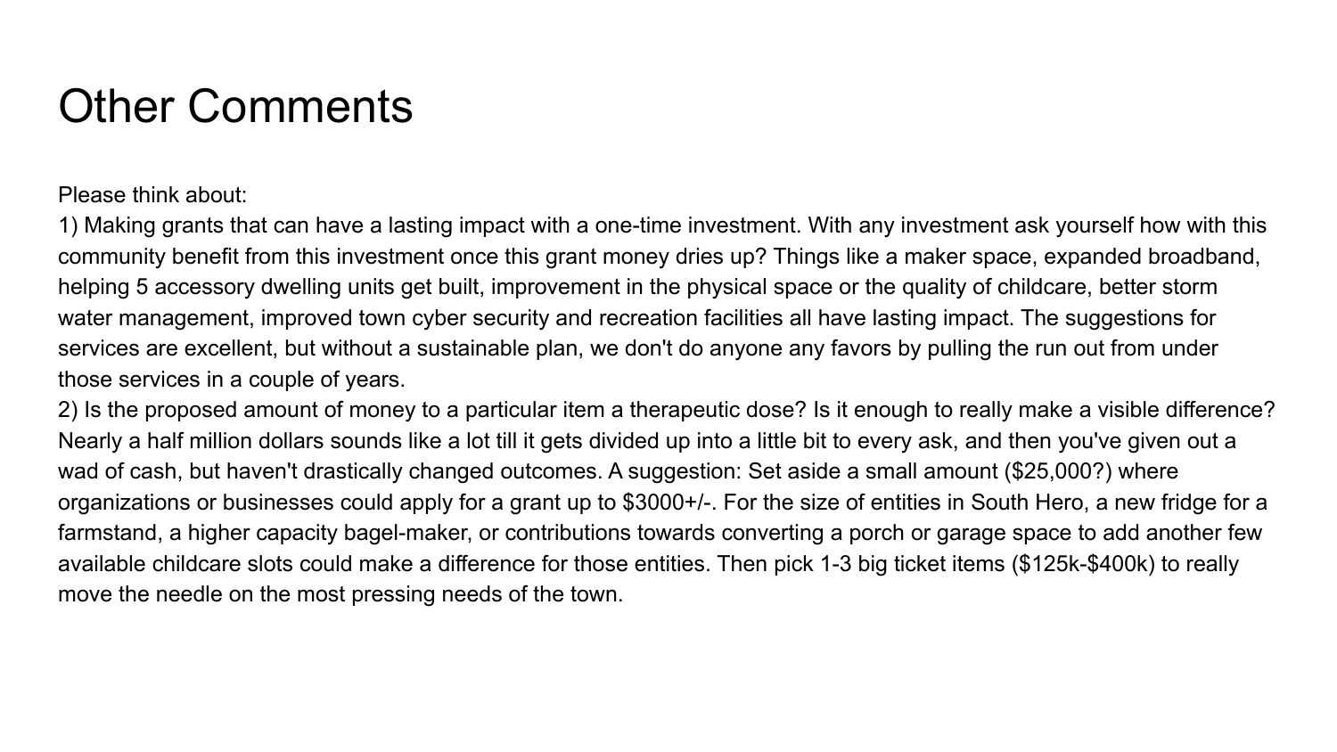# Other Comments

Please think about:

1) Making grants that can have a lasting impact with a one-time investment. With any investment ask yourself how with this community benefit from this investment once this grant money dries up? Things like a maker space, expanded broadband, helping 5 accessory dwelling units get built, improvement in the physical space or the quality of childcare, better storm water management, improved town cyber security and recreation facilities all have lasting impact. The suggestions for services are excellent, but without a sustainable plan, we don't do anyone any favors by pulling the run out from under those services in a couple of years.

2) Is the proposed amount of money to a particular item a therapeutic dose? Is it enough to really make a visible difference? Nearly a half million dollars sounds like a lot till it gets divided up into a little bit to every ask, and then you've given out a wad of cash, but haven't drastically changed outcomes. A suggestion: Set aside a small amount ($25,000?) where organizations or businesses could apply for a grant up to $3000+/-. For the size of entities in South Hero, a new fridge for a farmstand, a higher capacity bagel-maker, or contributions towards converting a porch or garage space to add another few available childcare slots could make a difference for those entities. Then pick 1-3 big ticket items ($125k-$400k) to really move the needle on the most pressing needs of the town.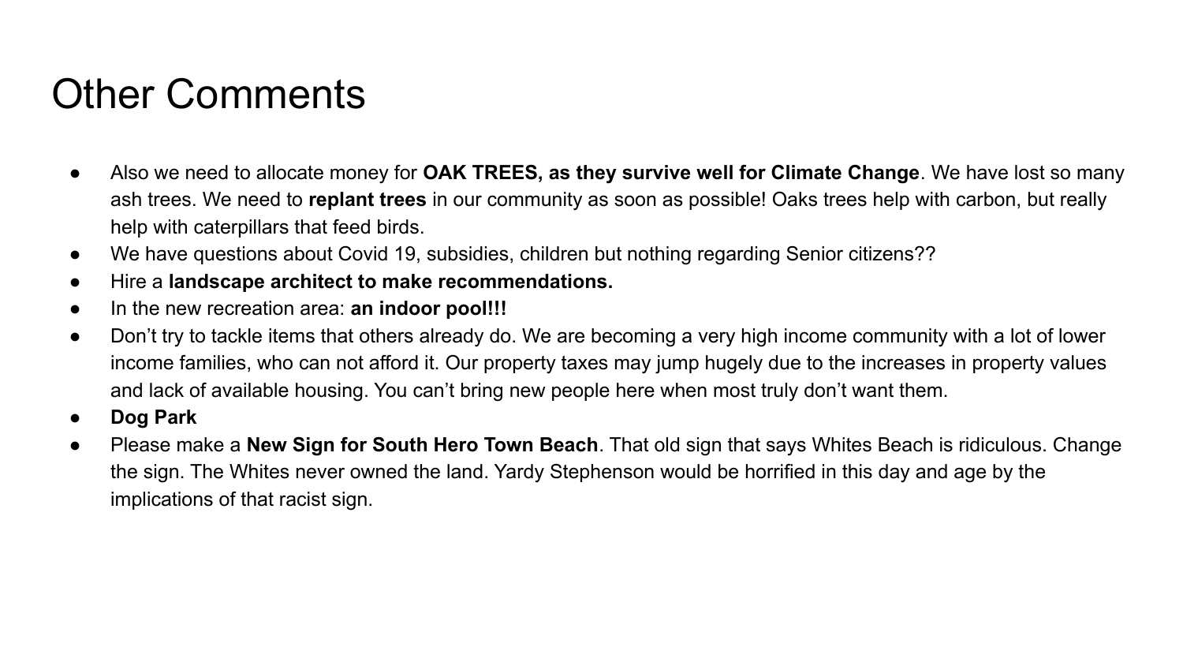# Other Comments

- Also we need to allocate money for **OAK TREES, as they survive well for Climate Change**. We have lost so many ash trees. We need to **replant trees** in our community as soon as possible! Oaks trees help with carbon, but really help with caterpillars that feed birds.
- We have questions about Covid 19, subsidies, children but nothing regarding Senior citizens??
- Hire a **landscape architect to make recommendations.**
- In the new recreation area: **an indoor pool!!!**
- Don't try to tackle items that others already do. We are becoming a very high income community with a lot of lower income families, who can not afford it. Our property taxes may jump hugely due to the increases in property values and lack of available housing. You can't bring new people here when most truly don't want them.
- **Dog Park**
- Please make a **New Sign for South Hero Town Beach**. That old sign that says Whites Beach is ridiculous. Change the sign. The Whites never owned the land. Yardy Stephenson would be horrified in this day and age by the implications of that racist sign.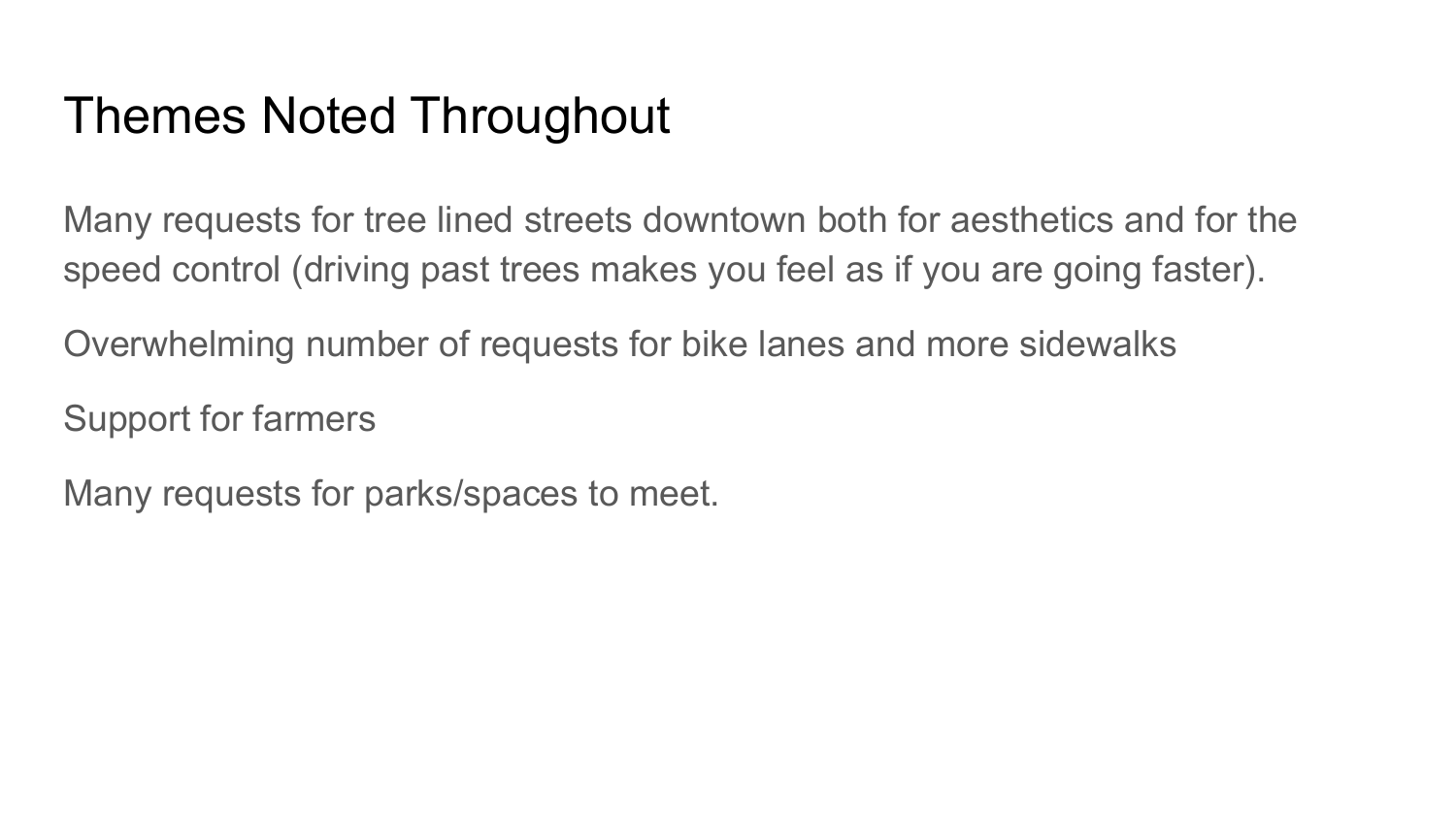# Themes Noted Throughout

Many requests for tree lined streets downtown both for aesthetics and for the speed control (driving past trees makes you feel as if you are going faster).

Overwhelming number of requests for bike lanes and more sidewalks

Support for farmers

Many requests for parks/spaces to meet.